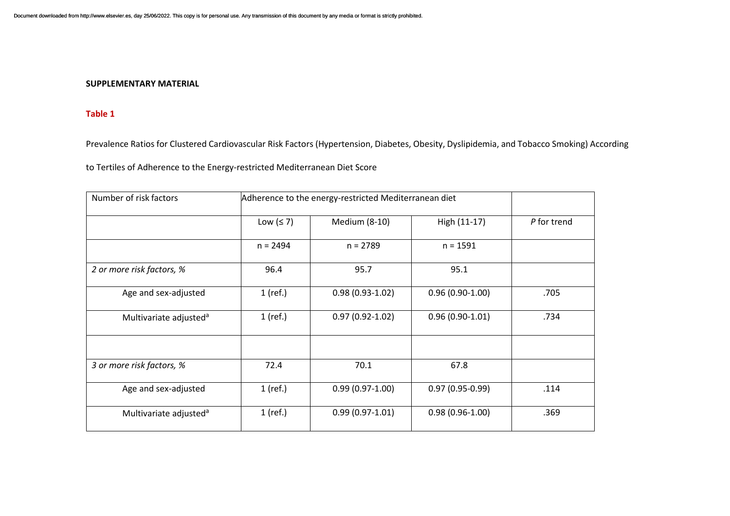**SUPPLEMENTARY MATERIAL**

**Table 1**

Prevalence Ratios for Clustered Cardiovascular Risk Factors (Hypertension, Diabetes, Obesity, Dyslipidemia, and Tobacco Smoking) According to Tertiles of Adherence to the Energy-restricted Mediterranean Diet Score

| Number of risk factors | Adherence to the energy-restricted Mediterranean diet | | | |
|---|---|---|---|---|
| | Low (≤ 7) | Medium (8-10) | High (11-17) | *P* for trend |
| | n = 2494 | n = 2789 | n = 1591 | |
| *2 or more risk factors, %* | 96.4 | 95.7 | 95.1 | |
| Age and sex-adjusted | 1 (ref.) | 0.98 (0.93-1.02) | 0.96 (0.90-1.00) | .705 |
| Multivariate adjusted[a] | 1 (ref.) | 0.97 (0.92-1.02) | 0.96 (0.90-1.01) | .734 |
| | | | | |
| *3 or more risk factors, %* | 72.4 | 70.1 | 67.8 | |
| Age and sex-adjusted | 1 (ref.) | 0.99 (0.97-1.00) | 0.97 (0.95-0.99) | .114 |
| Multivariate adjusted[a] | 1 (ref.) | 0.99 (0.97-1.01) | 0.98 (0.96-1.00) | .369 |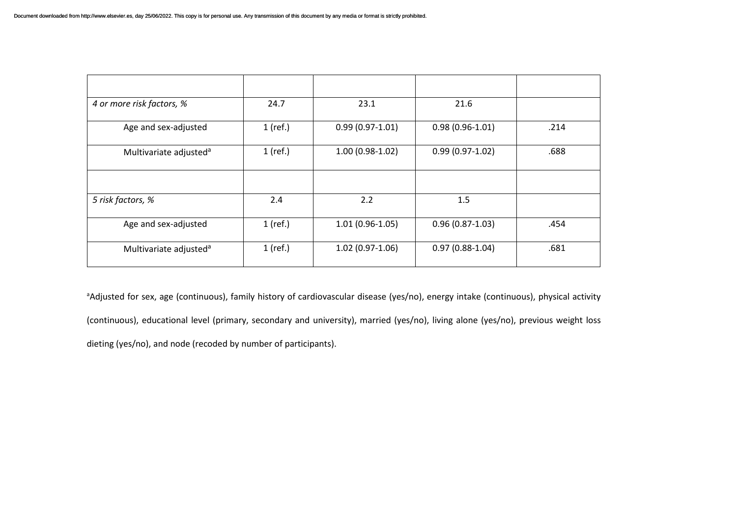| | | | | |
|---|---|---|---|---|
| *4 or more risk factors, %* | 24.7 | 23.1 | 21.6 | |
| Age and sex-adjusted | 1 (ref.) | 0.99 (0.97-1.01) | 0.98 (0.96-1.01) | .214 |
| Multivariate adjusted[a] | 1 (ref.) | 1.00 (0.98-1.02) | 0.99 (0.97-1.02) | .688 |
| | | | | |
| *5 risk factors, %* | 2.4 | 2.2 | 1.5 | |
| Age and sex-adjusted | 1 (ref.) | 1.01 (0.96-1.05) | 0.96 (0.87-1.03) | .454 |
| Multivariate adjusted[a] | 1 (ref.) | 1.02 (0.97-1.06) | 0.97 (0.88-1.04) | .681 |

[a]Adjusted for sex, age (continuous), family history of cardiovascular disease (yes/no), energy intake (continuous), physical activity (continuous), educational level (primary, secondary and university), married (yes/no), living alone (yes/no), previous weight loss dieting (yes/no), and node (recoded by number of participants).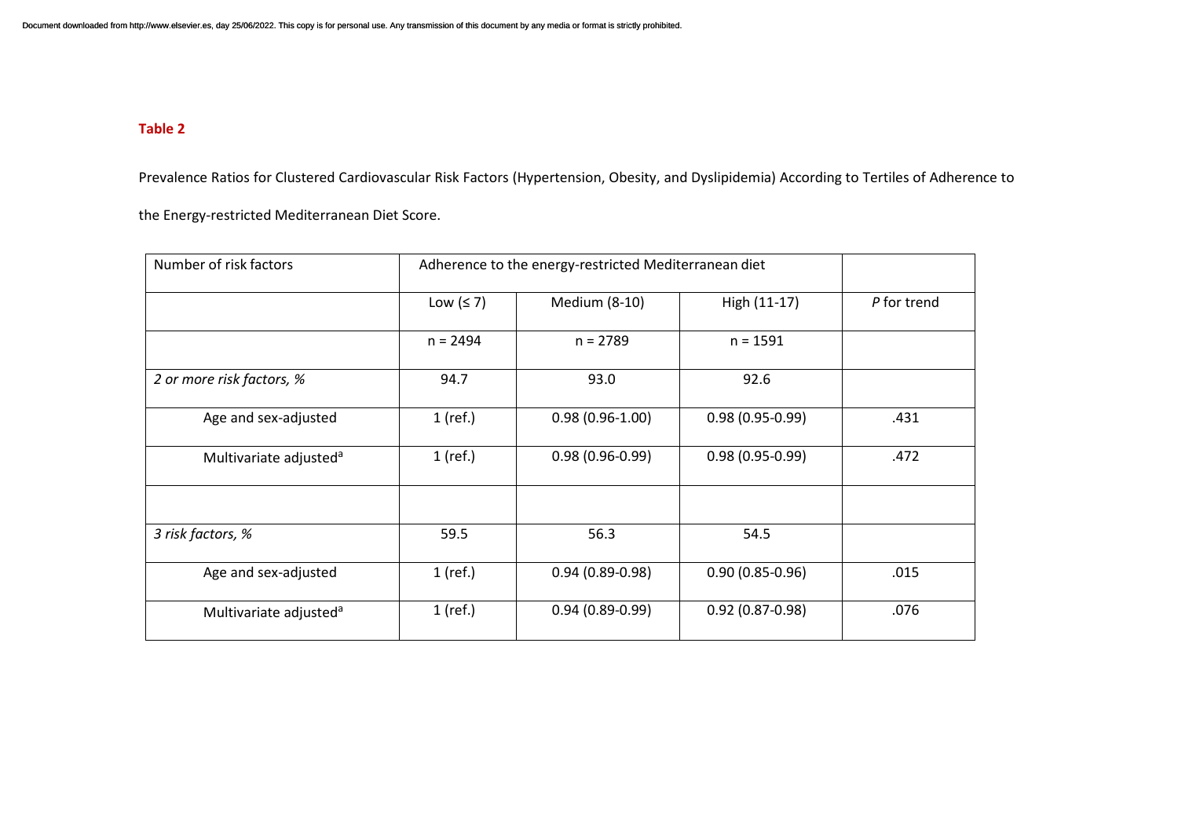**Table 2**

Prevalence Ratios for Clustered Cardiovascular Risk Factors (Hypertension, Obesity, and Dyslipidemia) According to Tertiles of Adherence to the Energy-restricted Mediterranean Diet Score.

| Number of risk factors | Adherence to the energy-restricted Mediterranean diet | | | |
|---|---|---|---|---|
| | Low (≤ 7) | Medium (8-10) | High (11-17) | *P* for trend |
| | n = 2494 | n = 2789 | n = 1591 | |
| *2 or more risk factors, %* | 94.7 | 93.0 | 92.6 | |
| Age and sex-adjusted | 1 (ref.) | 0.98 (0.96-1.00) | 0.98 (0.95-0.99) | .431 |
| Multivariate adjusted[a] | 1 (ref.) | 0.98 (0.96-0.99) | 0.98 (0.95-0.99) | .472 |
| | | | | |
| *3 risk factors, %* | 59.5 | 56.3 | 54.5 | |
| Age and sex-adjusted | 1 (ref.) | 0.94 (0.89-0.98) | 0.90 (0.85-0.96) | .015 |
| Multivariate adjusted[a] | 1 (ref.) | 0.94 (0.89-0.99) | 0.92 (0.87-0.98) | .076 |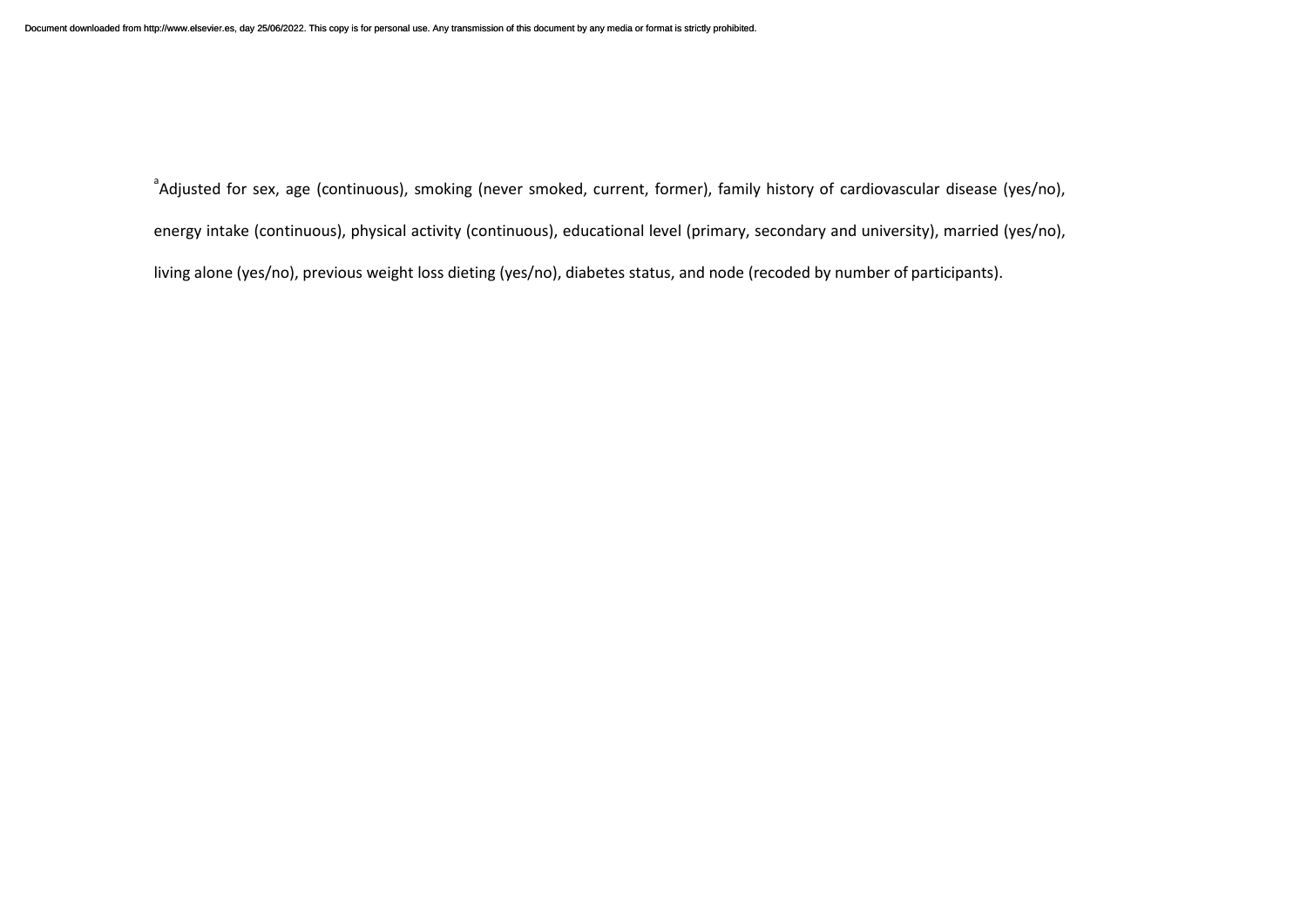[a]Adjusted for sex, age (continuous), smoking (never smoked, current, former), family history of cardiovascular disease (yes/no), energy intake (continuous), physical activity (continuous), educational level (primary, secondary and university), married (yes/no), living alone (yes/no), previous weight loss dieting (yes/no), diabetes status, and node (recoded by number of participants).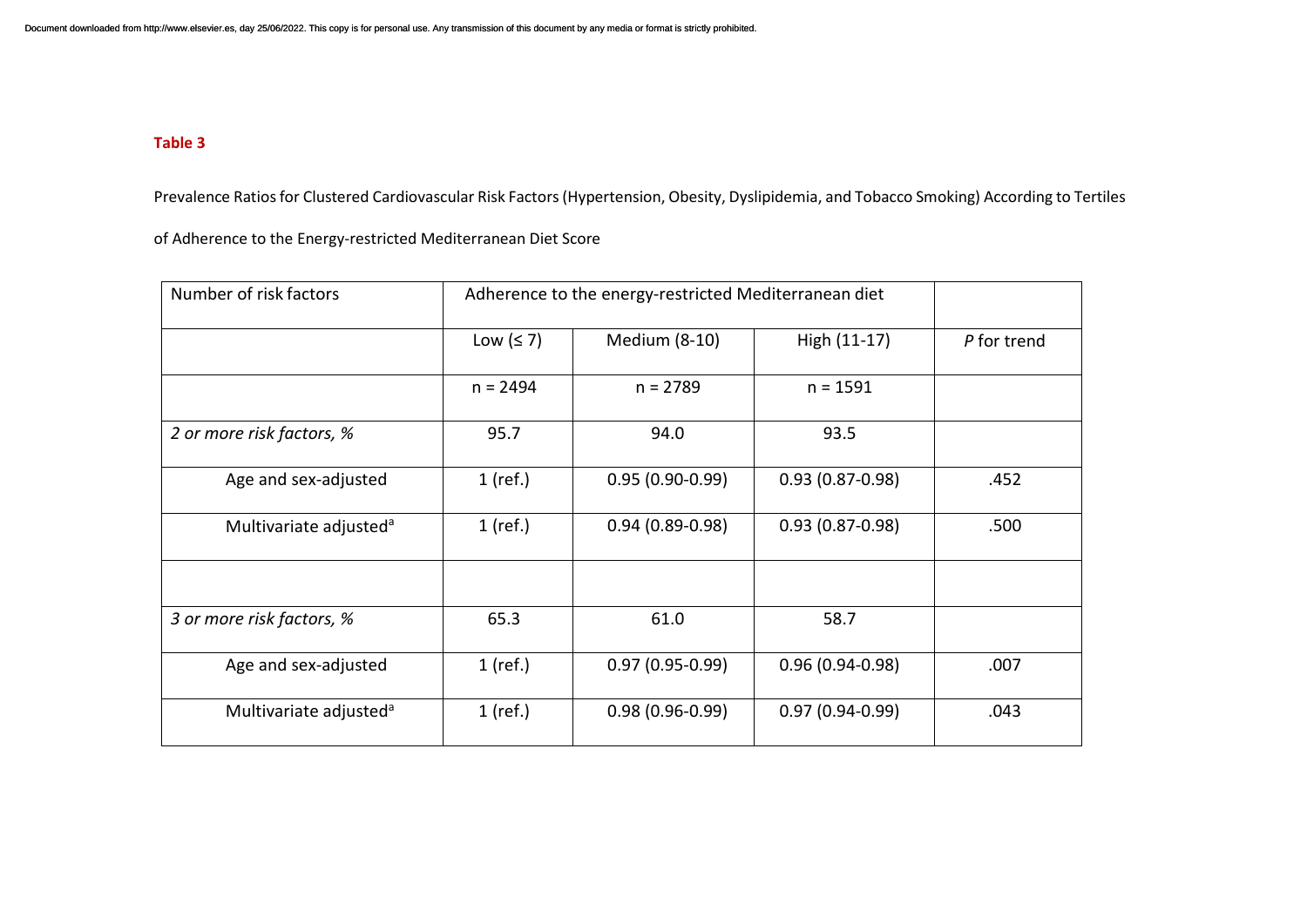**Table 3**

Prevalence Ratios for Clustered Cardiovascular Risk Factors (Hypertension, Obesity, Dyslipidemia, and Tobacco Smoking) According to Tertiles of Adherence to the Energy-restricted Mediterranean Diet Score

| Number of risk factors | Adherence to the energy-restricted Mediterranean diet | | | |
|---|---|---|---|---|
| | Low (≤ 7) | Medium (8-10) | High (11-17) | *P* for trend |
| | n = 2494 | n = 2789 | n = 1591 | |
| *2 or more risk factors, %* | 95.7 | 94.0 | 93.5 | |
| Age and sex-adjusted | 1 (ref.) | 0.95 (0.90-0.99) | 0.93 (0.87-0.98) | .452 |
| Multivariate adjusted[a] | 1 (ref.) | 0.94 (0.89-0.98) | 0.93 (0.87-0.98) | .500 |
| | | | | |
| *3 or more risk factors, %* | 65.3 | 61.0 | 58.7 | |
| Age and sex-adjusted | 1 (ref.) | 0.97 (0.95-0.99) | 0.96 (0.94-0.98) | .007 |
| Multivariate adjusted[a] | 1 (ref.) | 0.98 (0.96-0.99) | 0.97 (0.94-0.99) | .043 |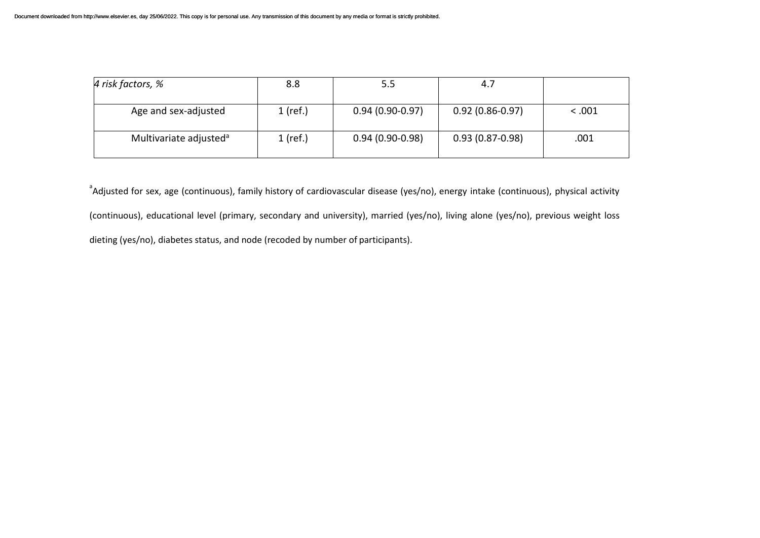| | | | | |
|---|---|---|---|---|
| *4 risk factors, %* | 8.8 | 5.5 | 4.7 | |
| Age and sex-adjusted | 1 (ref.) | 0.94 (0.90-0.97) | 0.92 (0.86-0.97) | < .001 |
| Multivariate adjusted[a] | 1 (ref.) | 0.94 (0.90-0.98) | 0.93 (0.87-0.98) | .001 |

[a]Adjusted for sex, age (continuous), family history of cardiovascular disease (yes/no), energy intake (continuous), physical activity (continuous), educational level (primary, secondary and university), married (yes/no), living alone (yes/no), previous weight loss dieting (yes/no), diabetes status, and node (recoded by number of participants).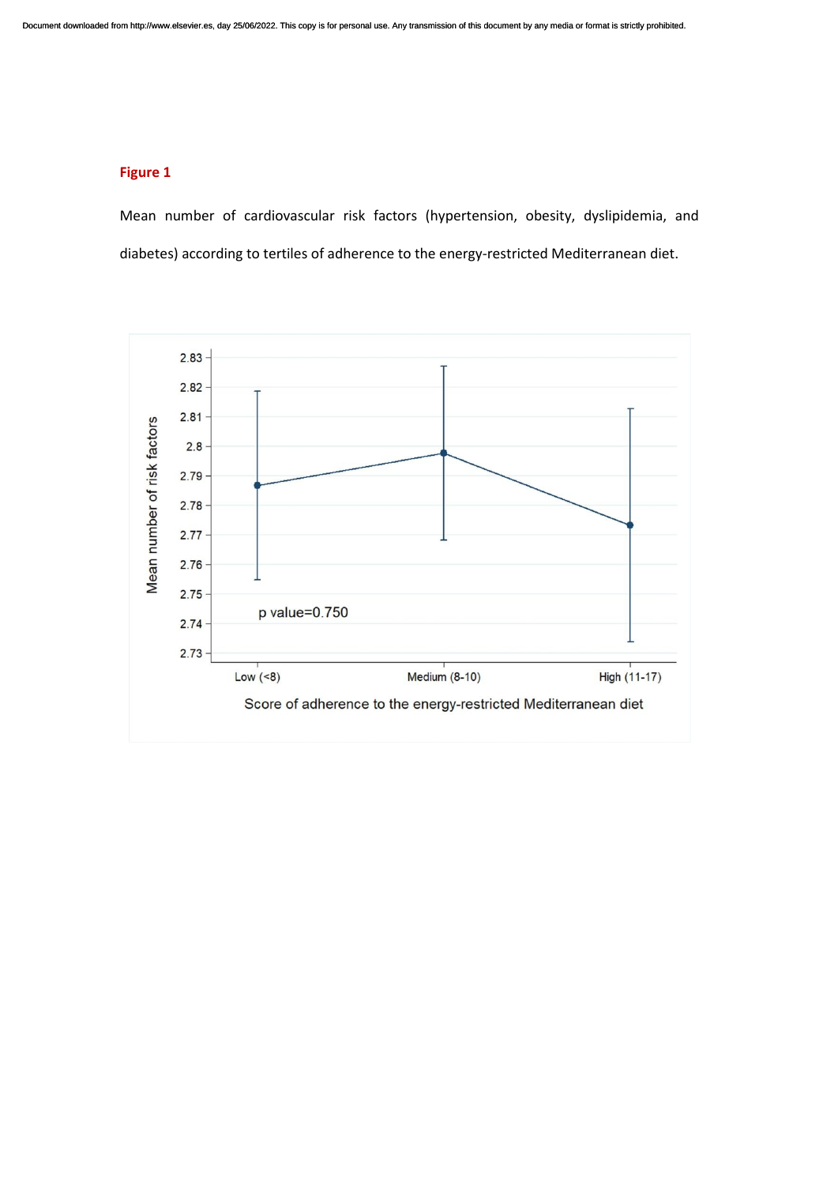**Figure 1**

Mean number of cardiovascular risk factors (hypertension, obesity, dyslipidemia, and diabetes) according to tertiles of adherence to the energy-restricted Mediterranean diet.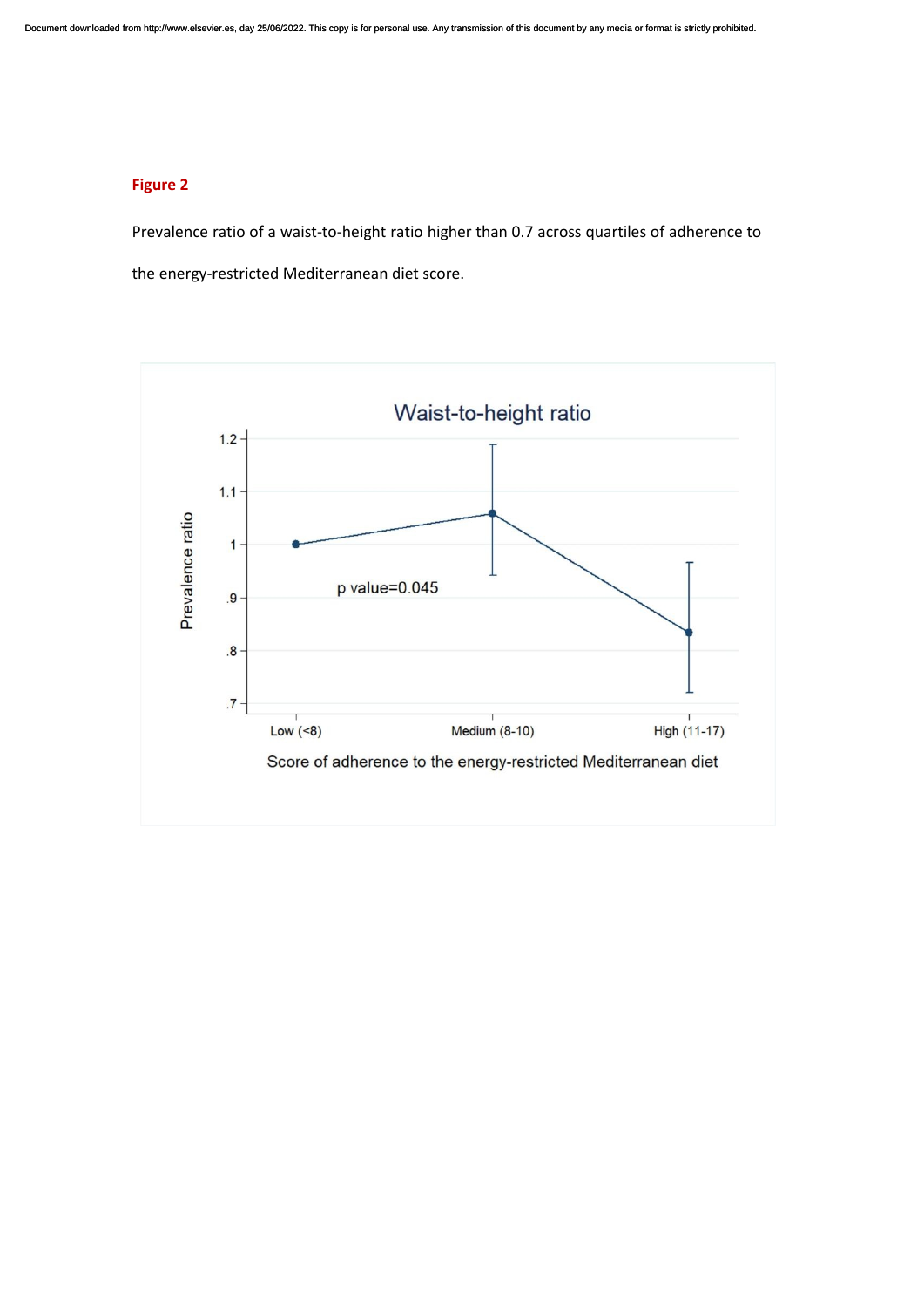**Figure 2**

Prevalence ratio of a waist-to-height ratio higher than 0.7 across quartiles of adherence to the energy-restricted Mediterranean diet score.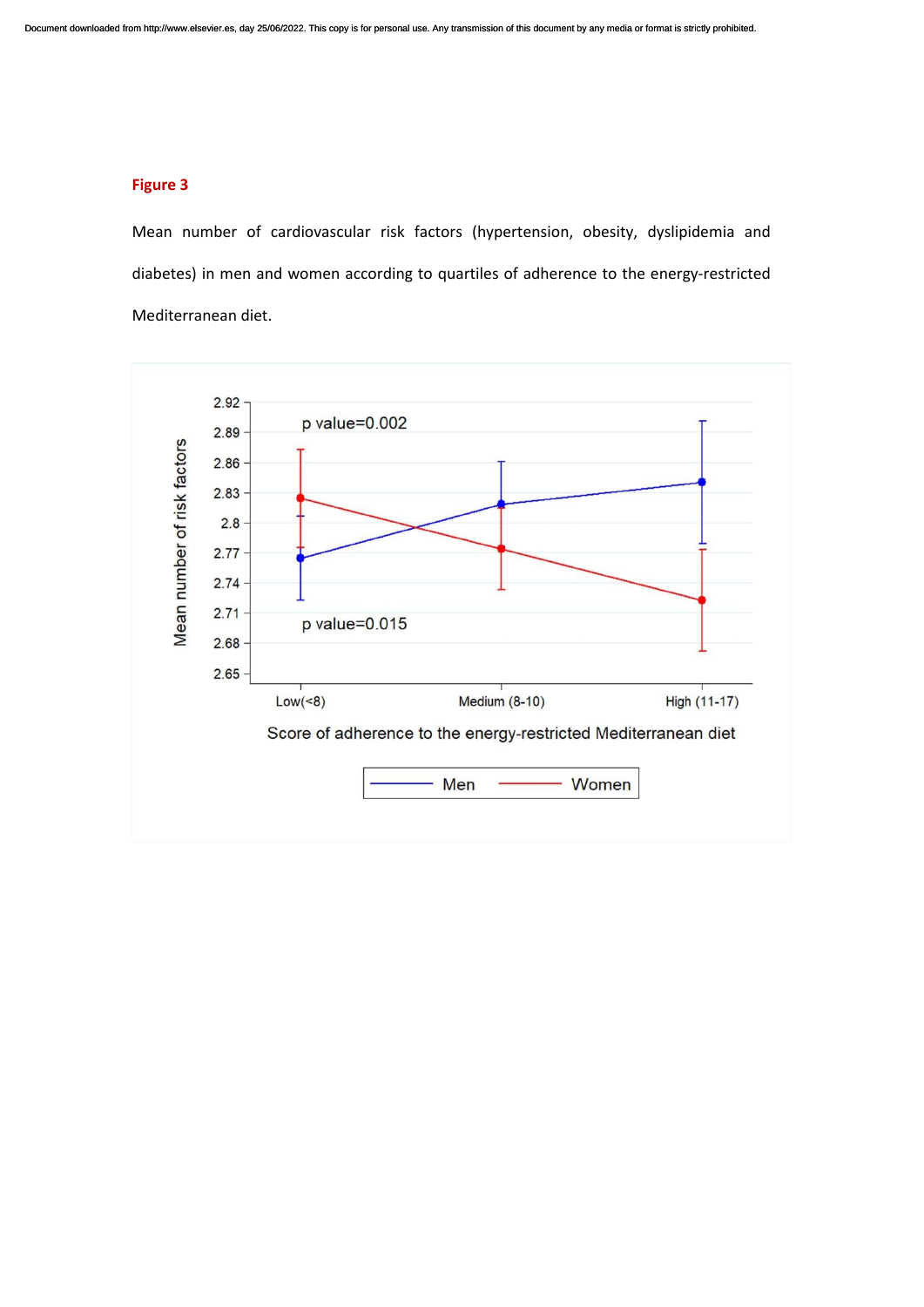**Figure 3**

Mean number of cardiovascular risk factors (hypertension, obesity, dyslipidemia and diabetes) in men and women according to quartiles of adherence to the energy-restricted Mediterranean diet.

Mean number of risk factors

2.92
2.89
2.86
2.83
2.8
2.77
2.74
2.71
2.68
2.65

p value=0.002

p value=0.015

Low(<8)
Medium (8-10)
High (11-17)

Score of adherence to the energy-restricted Mediterranean diet

Men
Women